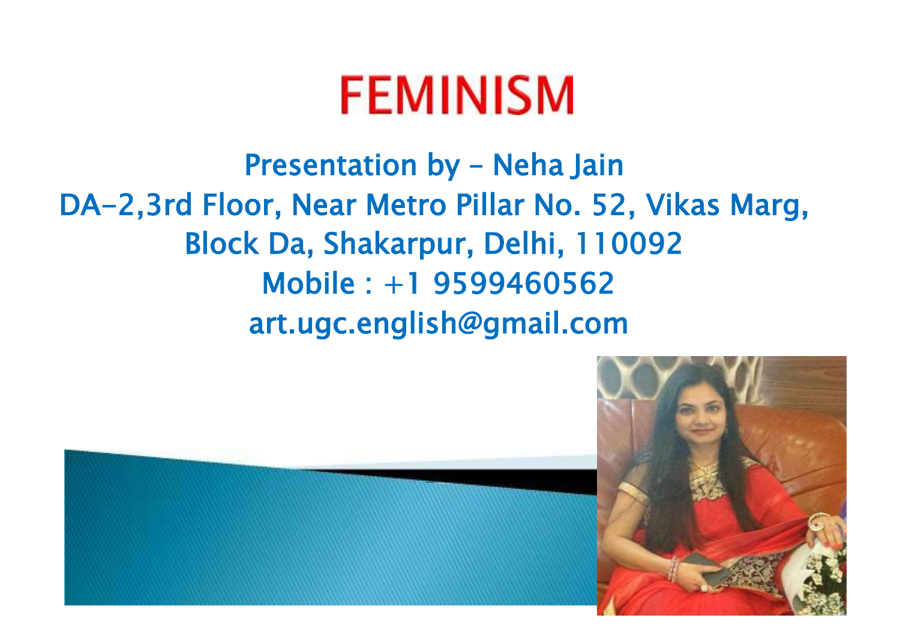# FEMINISM

Presentation by – Neha Jain

DA-2,3rd Floor, Near Metro Pillar No. 52, Vikas Marg, Block Da, Shakarpur, Delhi, 110092

Mobile : +1 9599460562

art.ugc.english@gmail.com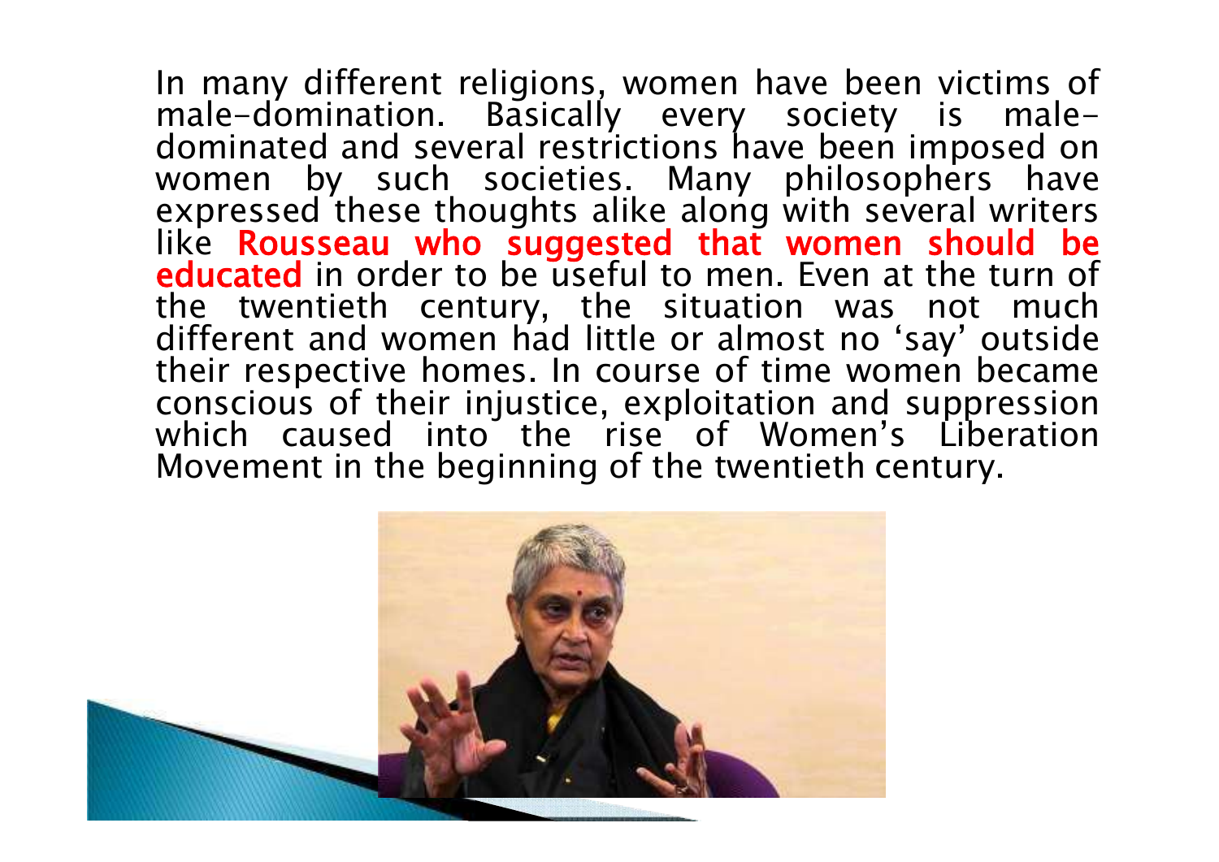In many different religions, women have been victims of male-domination. Basically every society is male-dominated and several restrictions have been imposed on women by such societies. Many philosophers have expressed these thoughts alike along with several writers like **Rousseau who suggested that women should be educated** in order to be useful to men. Even at the turn of the twentieth century, the situation was not much different and women had little or almost no 'say' outside their respective homes. In course of time women became conscious of their injustice, exploitation and suppression which caused into the rise of Women's Liberation Movement in the beginning of the twentieth century.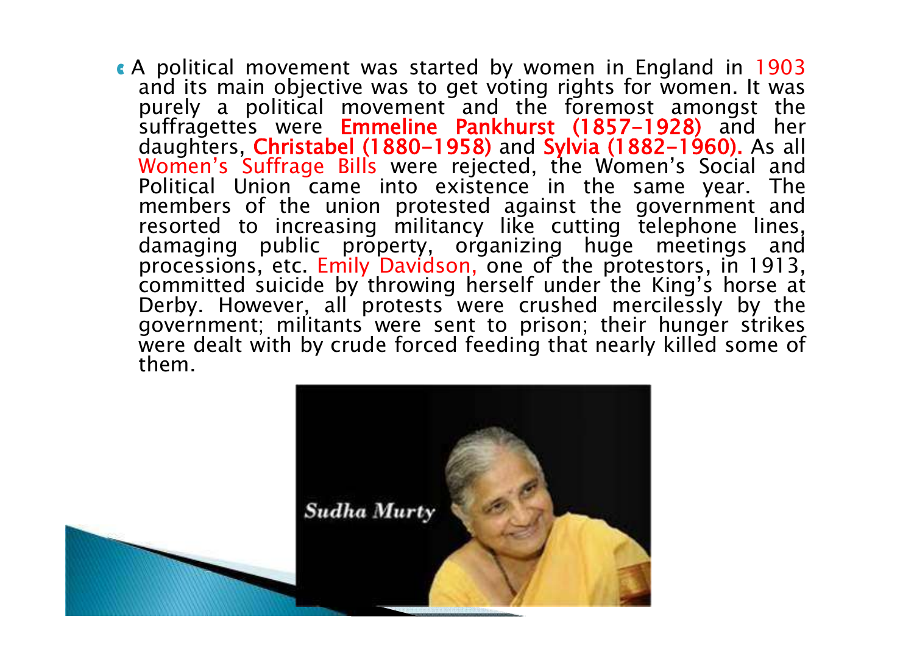- A political movement was started by women in England in 1903 and its main objective was to get voting rights for women. It was purely a political movement and the foremost amongst the suffragettes were **Emmeline Pankhurst (1857-1928)** and her daughters, **Christabel (1880-1958)** and **Sylvia (1882-1960).** As all Women's Suffrage Bills were rejected, the Women's Social and Political Union came into existence in the same year. The members of the union protested against the government and resorted to increasing militancy like cutting telephone lines, damaging public property, organizing huge meetings and processions, etc. Emily Davidson, one of the protestors, in 1913, committed suicide by throwing herself under the King's horse at Derby. However, all protests were crushed mercilessly by the government; militants were sent to prison; their hunger strikes were dealt with by crude forced feeding that nearly killed some of them.

*Sudha Murty*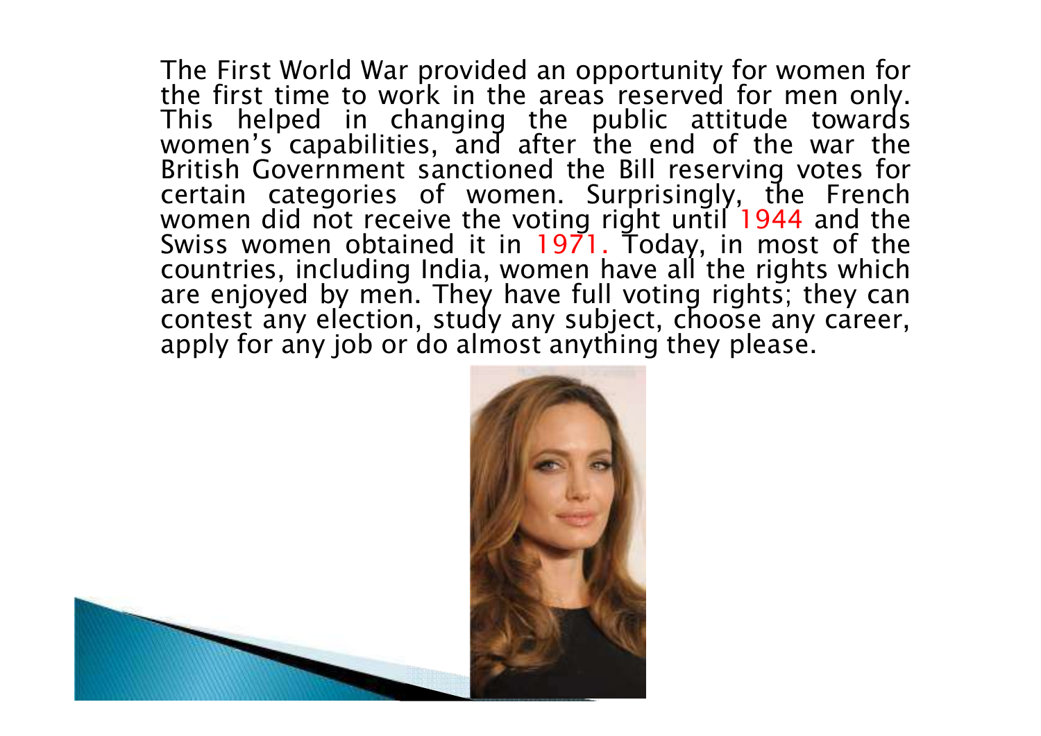The First World War provided an opportunity for women for the first time to work in the areas reserved for men only. This helped in changing the public attitude towards women's capabilities, and after the end of the war the British Government sanctioned the Bill reserving votes for certain categories of women. Surprisingly, the French women did not receive the voting right until 1944 and the Swiss women obtained it in 1971. Today, in most of the countries, including India, women have all the rights which are enjoyed by men. They have full voting rights; they can contest any election, study any subject, choose any career, apply for any job or do almost anything they please.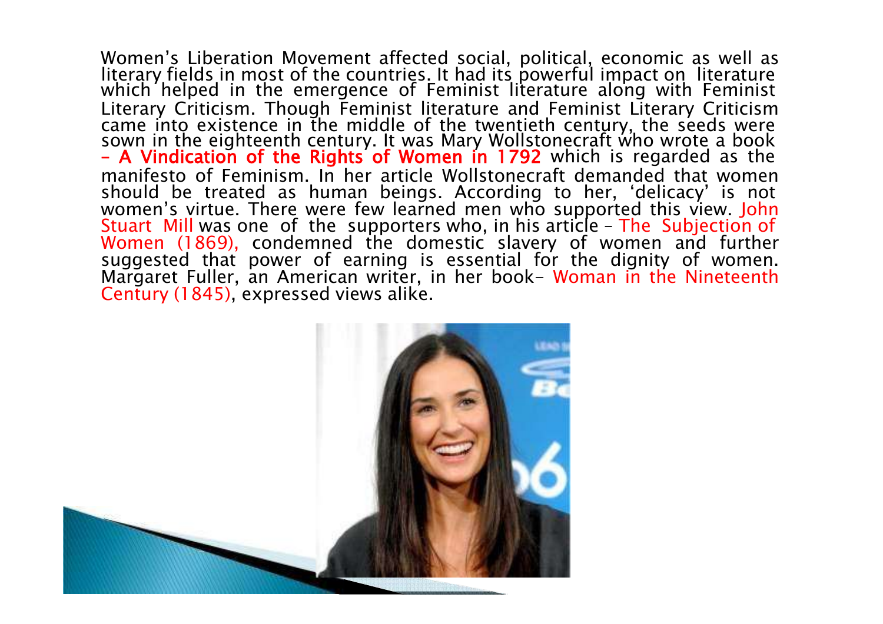Women's Liberation Movement affected social, political, economic as well as literary fields in most of the countries. It had its powerful impact on literature which helped in the emergence of Feminist literature along with Feminist Literary Criticism. Though Feminist literature and Feminist Literary Criticism came into existence in the middle of the twentieth century, the seeds were sown in the eighteenth century. It was Mary Wollstonecraft who wrote a book **– A Vindication of the Rights of Women in 1792** which is regarded as the manifesto of Feminism. In her article Wollstonecraft demanded that women should be treated as human beings. According to her, 'delicacy' is not women's virtue. There were few learned men who supported this view. John Stuart Mill was one of the supporters who, in his article – The Subjection of Women (1869), condemned the domestic slavery of women and further suggested that power of earning is essential for the dignity of women. Margaret Fuller, an American writer, in her book- Woman in the Nineteenth Century (1845), expressed views alike.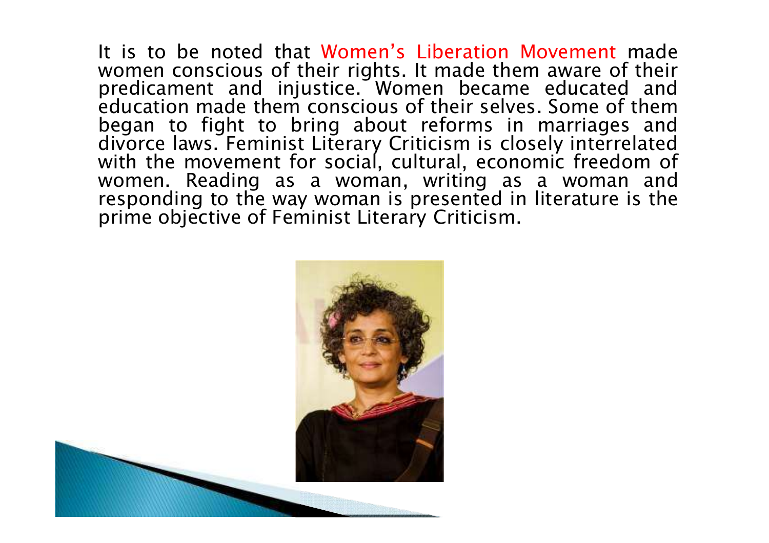It is to be noted that Women's Liberation Movement made women conscious of their rights. It made them aware of their predicament and injustice. Women became educated and education made them conscious of their selves. Some of them began to fight to bring about reforms in marriages and divorce laws. Feminist Literary Criticism is closely interrelated with the movement for social, cultural, economic freedom of women. Reading as a woman, writing as a woman and responding to the way woman is presented in literature is the prime objective of Feminist Literary Criticism.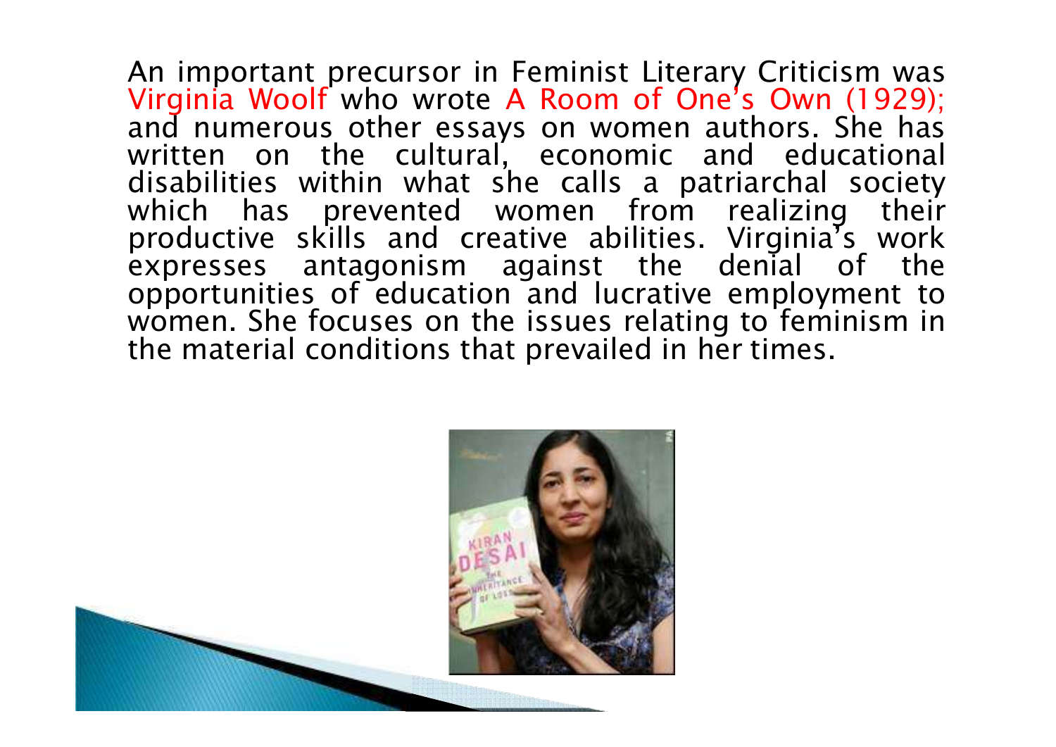An important precursor in Feminist Literary Criticism was Virginia Woolf who wrote A Room of One's Own (1929); and numerous other essays on women authors. She has written on the cultural, economic and educational disabilities within what she calls a patriarchal society which has prevented women from realizing their productive skills and creative abilities. Virginia's work expresses antagonism against the denial of the opportunities of education and lucrative employment to women. She focuses on the issues relating to feminism in the material conditions that prevailed in her times.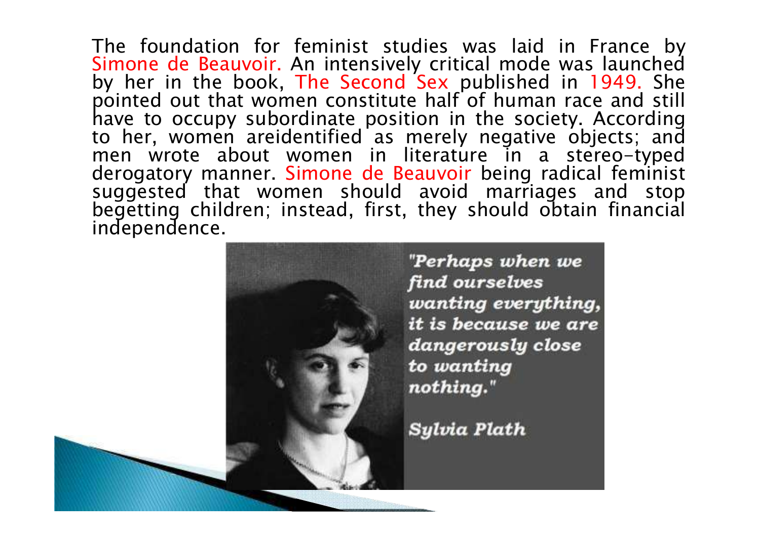The foundation for feminist studies was laid in France by Simone de Beauvoir. An intensively critical mode was launched by her in the book, The Second Sex published in 1949. She pointed out that women constitute half of human race and still have to occupy subordinate position in the society. According to her, women areidentified as merely negative objects; and men wrote about women in literature in a stereo-typed derogatory manner. Simone de Beauvoir being radical feminist suggested that women should avoid marriages and stop begetting children; instead, first, they should obtain financial independence.

*"Perhaps when we find ourselves wanting everything, it is because we are dangerously close to wanting nothing."*

*Sylvia Plath*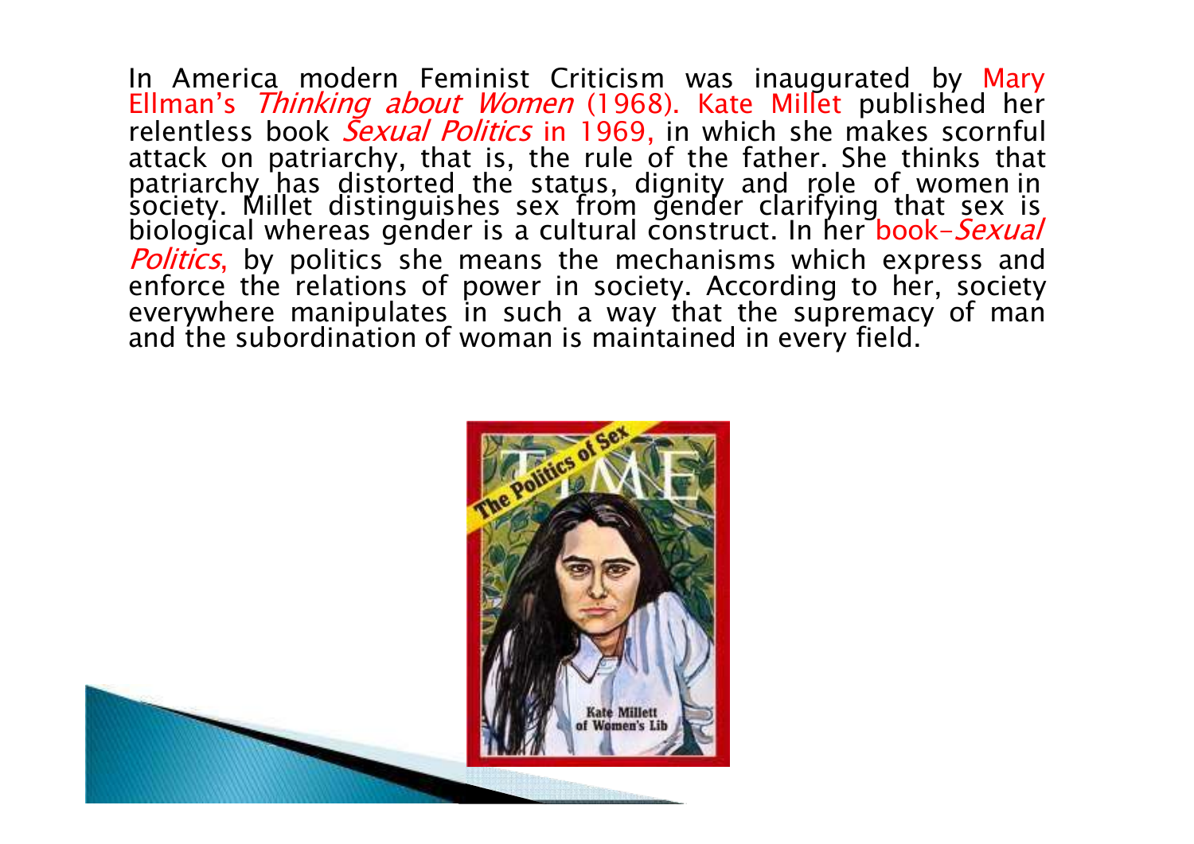In America modern Feminist Criticism was inaugurated by Mary Ellman's *Thinking about Women* (1968). Kate Millet published her relentless book *Sexual Politics* in 1969, in which she makes scornful attack on patriarchy, that is, the rule of the father. She thinks that patriarchy has distorted the status, dignity and role of women in society. Millet distinguishes sex from gender clarifying that sex is biological whereas gender is a cultural construct. In her book-*Sexual Politics*, by politics she means the mechanisms which express and enforce the relations of power in society. According to her, society everywhere manipulates in such a way that the supremacy of man and the subordination of woman is maintained in every field.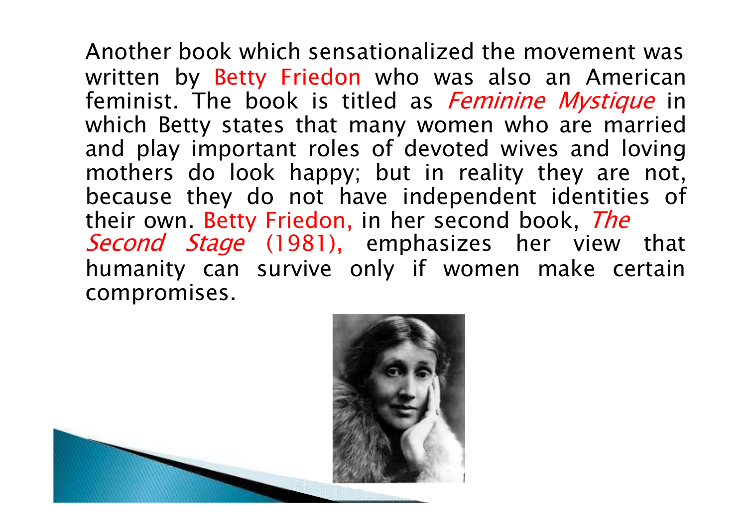Another book which sensationalized the movement was written by Betty Friedon who was also an American feminist. The book is titled as *Feminine Mystique* in which Betty states that many women who are married and play important roles of devoted wives and loving mothers do look happy; but in reality they are not, because they do not have independent identities of their own. Betty Friedon, in her second book, *The Second Stage* (1981), emphasizes her view that humanity can survive only if women make certain compromises.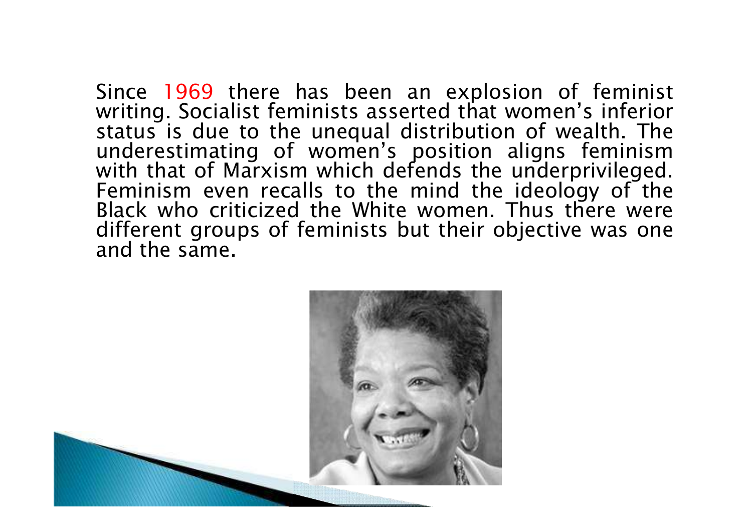Since 1969 there has been an explosion of feminist writing. Socialist feminists asserted that women's inferior status is due to the unequal distribution of wealth. The underestimating of women's position aligns feminism with that of Marxism which defends the underprivileged. Feminism even recalls to the mind the ideology of the Black who criticized the White women. Thus there were different groups of feminists but their objective was one and the same.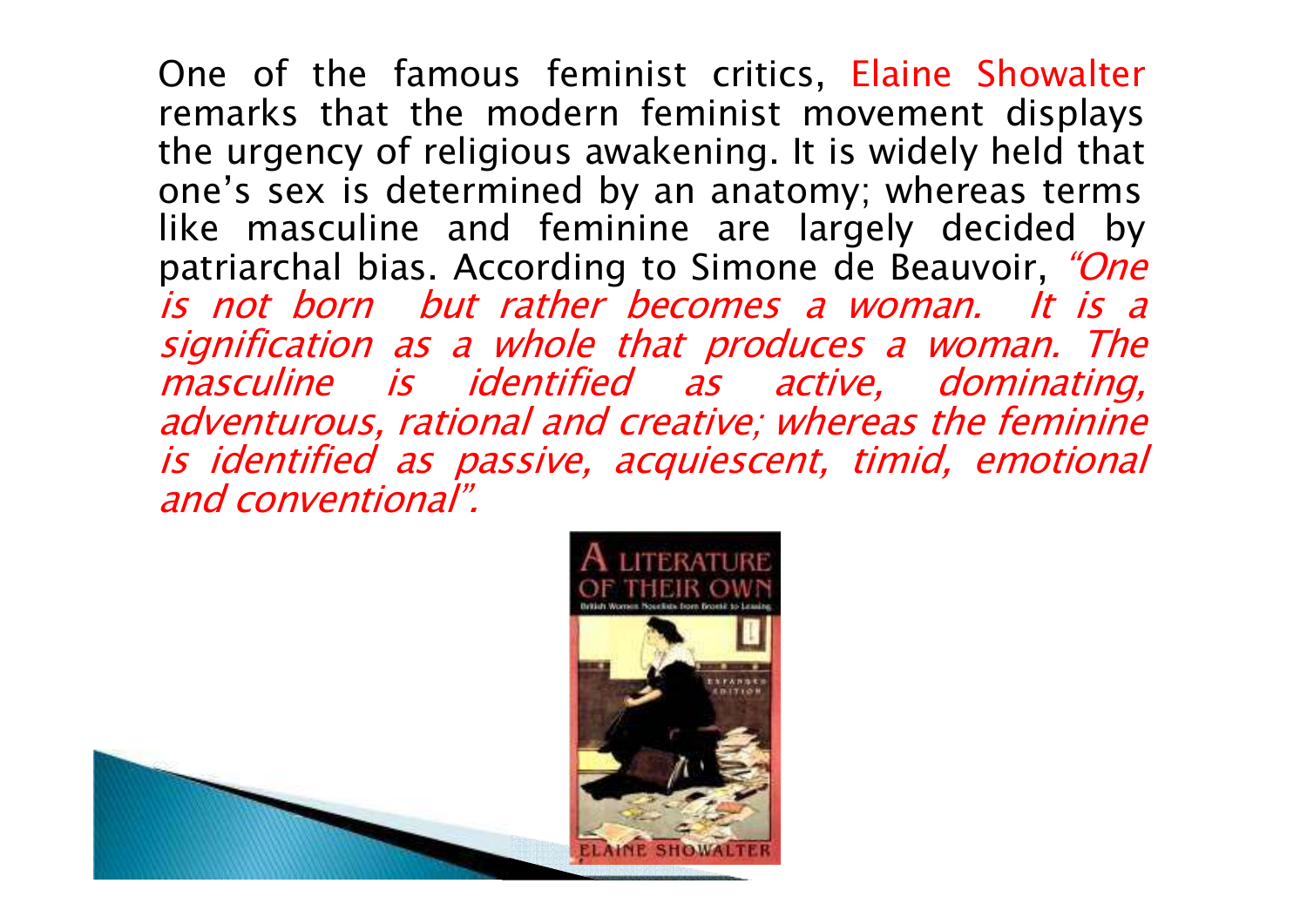One of the famous feminist critics, Elaine Showalter remarks that the modern feminist movement displays the urgency of religious awakening. It is widely held that one's sex is determined by an anatomy; whereas terms like masculine and feminine are largely decided by patriarchal bias. According to Simone de Beauvoir, *"One is not born but rather becomes a woman. It is a signification as a whole that produces a woman. The masculine is identified as active, dominating, adventurous, rational and creative; whereas the feminine is identified as passive, acquiescent, timid, emotional and conventional".*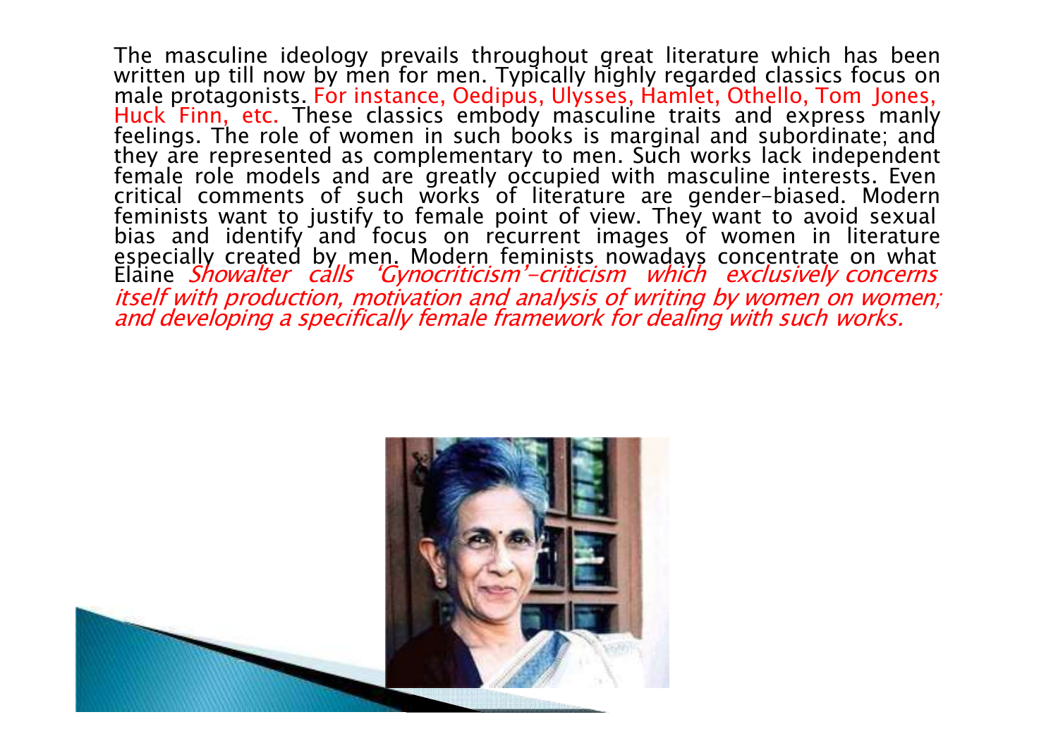The masculine ideology prevails throughout great literature which has been written up till now by men for men. Typically highly regarded classics focus on male protagonists. For instance, Oedipus, Ulysses, Hamlet, Othello, Tom Jones, Huck Finn, etc. These classics embody masculine traits and express manly feelings. The role of women in such books is marginal and subordinate; and they are represented as complementary to men. Such works lack independent female role models and are greatly occupied with masculine interests. Even critical comments of such works of literature are gender-biased. Modern feminists want to justify to female point of view. They want to avoid sexual bias and identify and focus on recurrent images of women in literature especially created by men. Modern feminists nowadays concentrate on what Elaine *Showalter calls 'Gynocriticism'-criticism which exclusively concerns itself with production, motivation and analysis of writing by women on women; and developing a specifically female framework for dealing with such works.*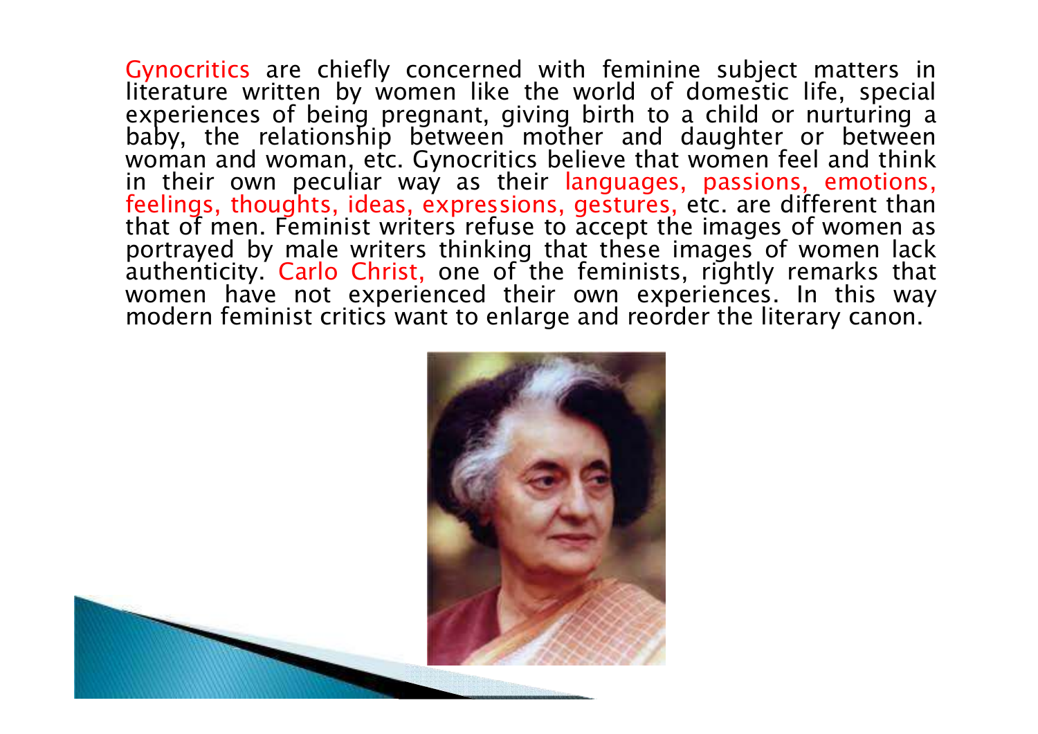Gynocritics are chiefly concerned with feminine subject matters in literature written by women like the world of domestic life, special experiences of being pregnant, giving birth to a child or nurturing a baby, the relationship between mother and daughter or between woman and woman, etc. Gynocritics believe that women feel and think in their own peculiar way as their languages, passions, emotions, feelings, thoughts, ideas, expressions, gestures, etc. are different than that of men. Feminist writers refuse to accept the images of women as portrayed by male writers thinking that these images of women lack authenticity. Carlo Christ, one of the feminists, rightly remarks that women have not experienced their own experiences. In this way modern feminist critics want to enlarge and reorder the literary canon.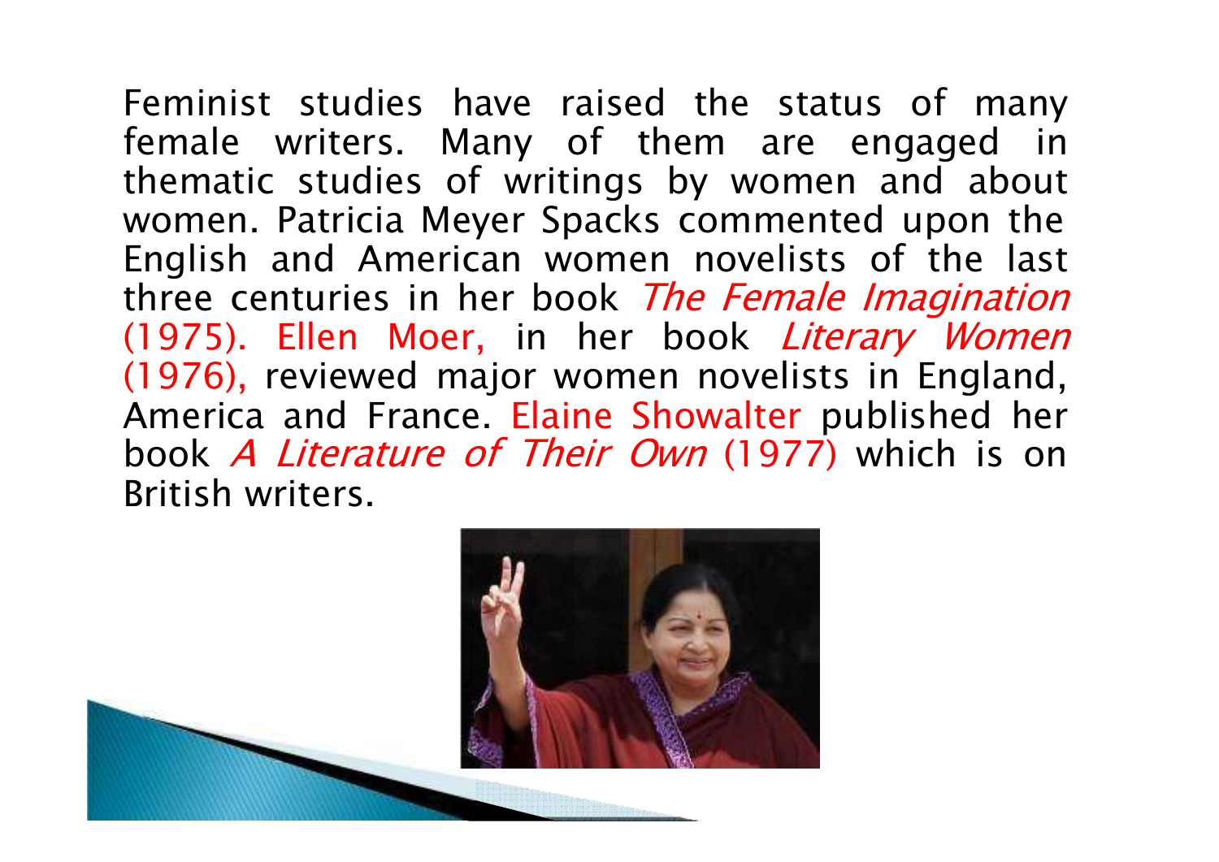Feminist studies have raised the status of many female writers. Many of them are engaged in thematic studies of writings by women and about women. Patricia Meyer Spacks commented upon the English and American women novelists of the last three centuries in her book *The Female Imagination* (1975). Ellen Moer, in her book *Literary Women* (1976), reviewed major women novelists in England, America and France. Elaine Showalter published her book *A Literature of Their Own* (1977) which is on British writers.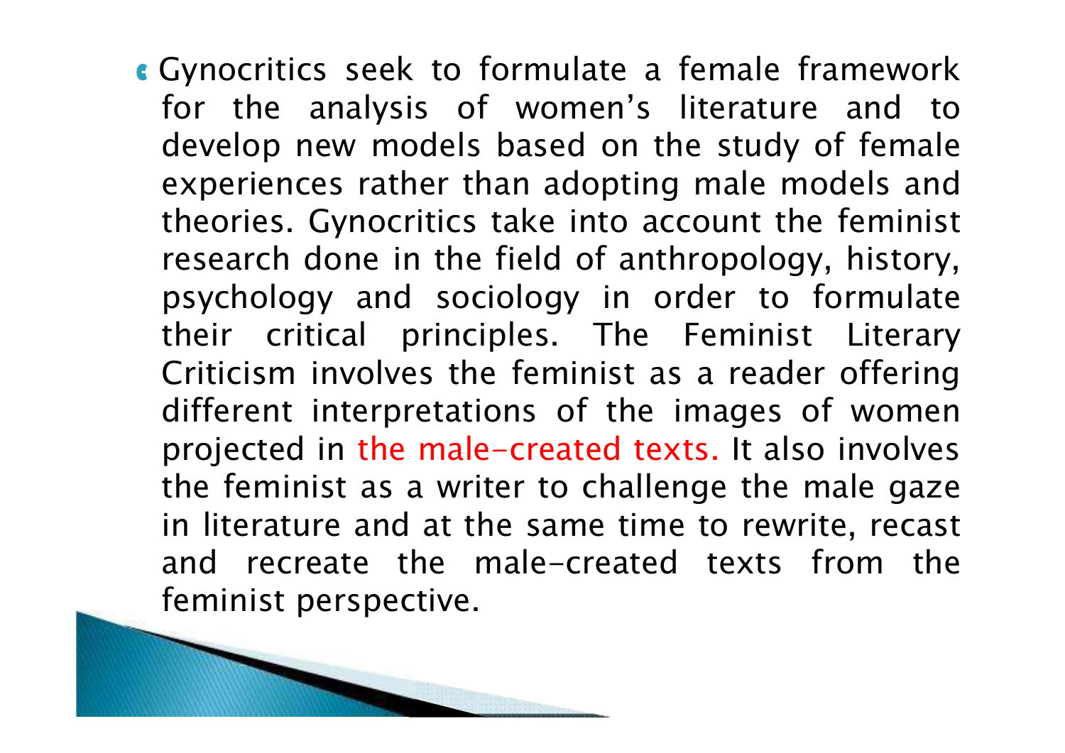- Gynocritics seek to formulate a female framework for the analysis of women's literature and to develop new models based on the study of female experiences rather than adopting male models and theories. Gynocritics take into account the feminist research done in the field of anthropology, history, psychology and sociology in order to formulate their critical principles. The Feminist Literary Criticism involves the feminist as a reader offering different interpretations of the images of women projected in the male-created texts. It also involves the feminist as a writer to challenge the male gaze in literature and at the same time to rewrite, recast and recreate the male-created texts from the feminist perspective.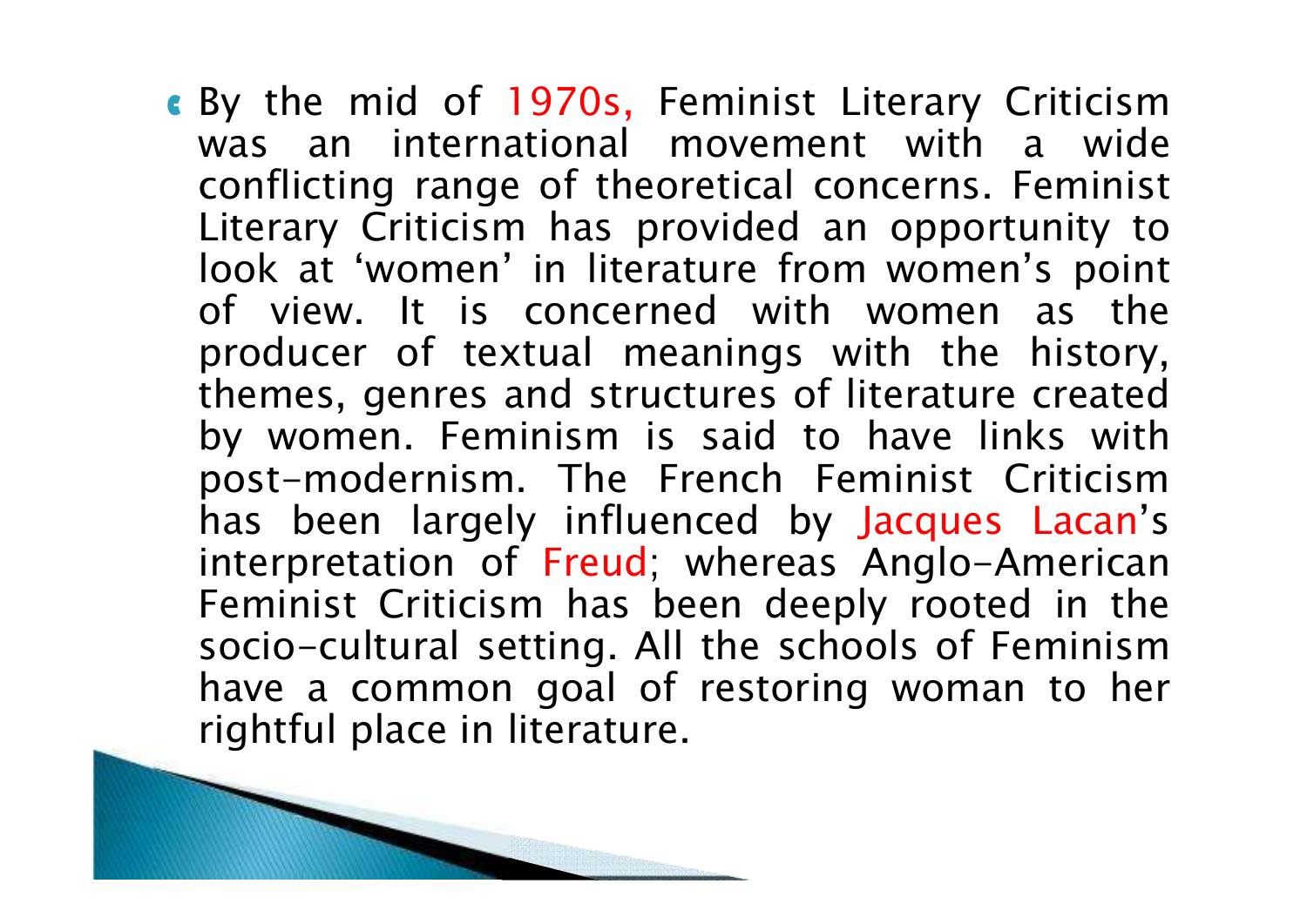- By the mid of 1970s, Feminist Literary Criticism was an international movement with a wide conflicting range of theoretical concerns. Feminist Literary Criticism has provided an opportunity to look at 'women' in literature from women's point of view. It is concerned with women as the producer of textual meanings with the history, themes, genres and structures of literature created by women. Feminism is said to have links with post-modernism. The French Feminist Criticism has been largely influenced by Jacques Lacan's interpretation of Freud; whereas Anglo-American Feminist Criticism has been deeply rooted in the socio-cultural setting. All the schools of Feminism have a common goal of restoring woman to her rightful place in literature.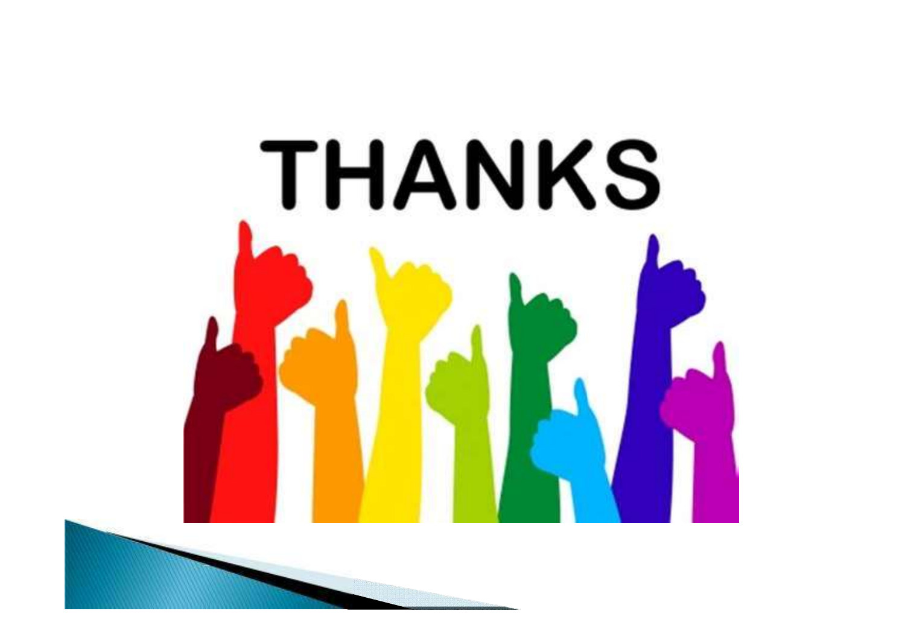# THANKS